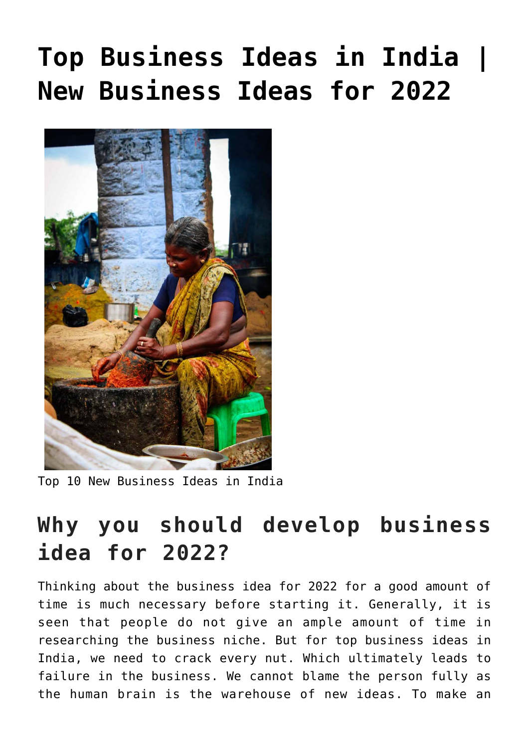# Top Business Ideas in India | New Business Ideas for 2022

Top 10 New Business Ideas in India

## Why you should develop business idea for 2022?

Thinking about the business idea for 2022 for a good amount of time is much necessary before starting it. Generally, it is seen that people do not give an ample amount of time in researching the business niche. But for top business ideas in India, we need to crack every nut. Which ultimately leads to failure in the business. We cannot blame the person fully as the human brain is the warehouse of new ideas. To make an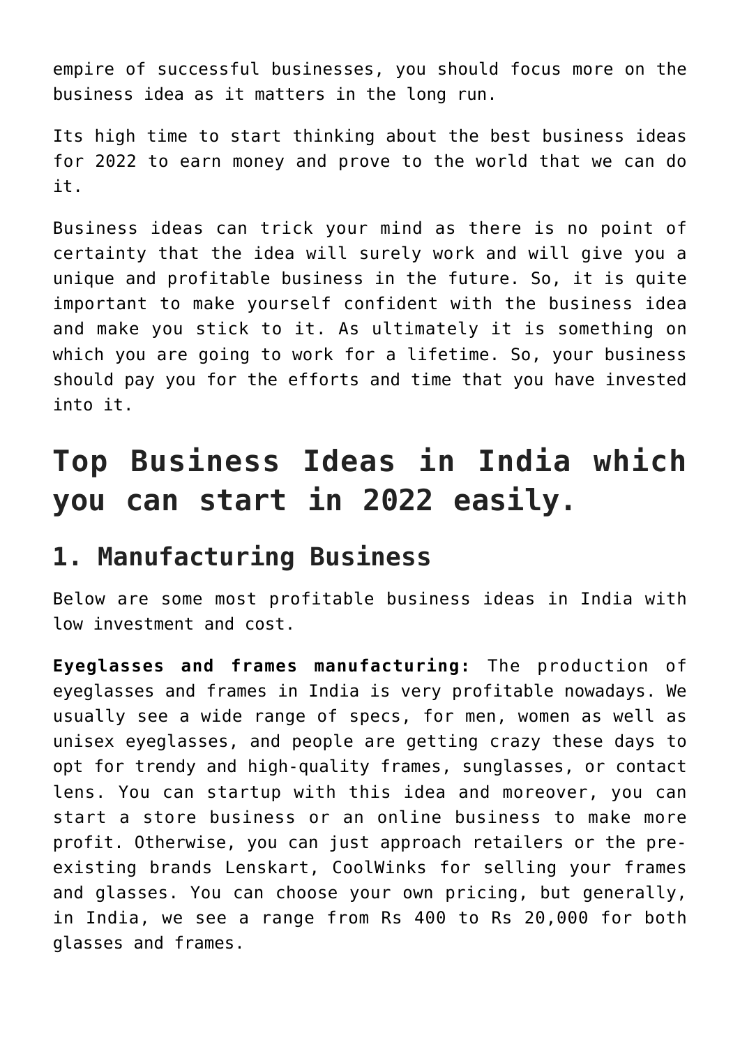empire of successful businesses, you should focus more on the business idea as it matters in the long run.

Its high time to start thinking about the best business ideas for 2022 to earn money and prove to the world that we can do it.

Business ideas can trick your mind as there is no point of certainty that the idea will surely work and will give you a unique and profitable business in the future. So, it is quite important to make yourself confident with the business idea and make you stick to it. As ultimately it is something on which you are going to work for a lifetime. So, your business should pay you for the efforts and time that you have invested into it.

# Top Business Ideas in India which you can start in 2022 easily.

## 1. Manufacturing Business

Below are some most profitable business ideas in India with low investment and cost.

**Eyeglasses and frames manufacturing:** The production of eyeglasses and frames in India is very profitable nowadays. We usually see a wide range of specs, for men, women as well as unisex eyeglasses, and people are getting crazy these days to opt for trendy and high-quality frames, sunglasses, or contact lens. You can startup with this idea and moreover, you can start a store business or an online business to make more profit. Otherwise, you can just approach retailers or the pre-existing brands Lenskart, CoolWinks for selling your frames and glasses. You can choose your own pricing, but generally, in India, we see a range from Rs 400 to Rs 20,000 for both glasses and frames.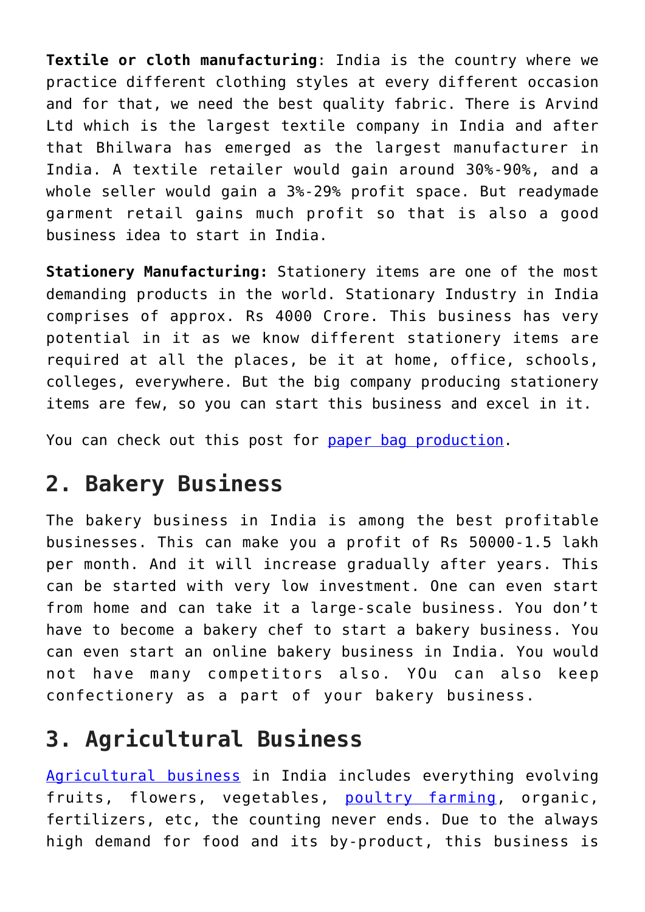**Textile or cloth manufacturing**: India is the country where we practice different clothing styles at every different occasion and for that, we need the best quality fabric. There is Arvind Ltd which is the largest textile company in India and after that Bhilwara has emerged as the largest manufacturer in India. A textile retailer would gain around 30%-90%, and a whole seller would gain a 3%-29% profit space. But readymade garment retail gains much profit so that is also a good business idea to start in India.

**Stationery Manufacturing:** Stationery items are one of the most demanding products in the world. Stationary Industry in India comprises of approx. Rs 4000 Crore. This business has very potential in it as we know different stationery items are required at all the places, be it at home, office, schools, colleges, everywhere. But the big company producing stationery items are few, so you can start this business and excel in it.

You can check out this post for paper bag production.

## 2. Bakery Business

The bakery business in India is among the best profitable businesses. This can make you a profit of Rs 50000-1.5 lakh per month. And it will increase gradually after years. This can be started with very low investment. One can even start from home and can take it a large-scale business. You don't have to become a bakery chef to start a bakery business. You can even start an online bakery business in India. You would not have many competitors also. YOu can also keep confectionery as a part of your bakery business.

## 3. Agricultural Business

Agricultural business in India includes everything evolving fruits, flowers, vegetables, poultry farming, organic, fertilizers, etc, the counting never ends. Due to the always high demand for food and its by-product, this business is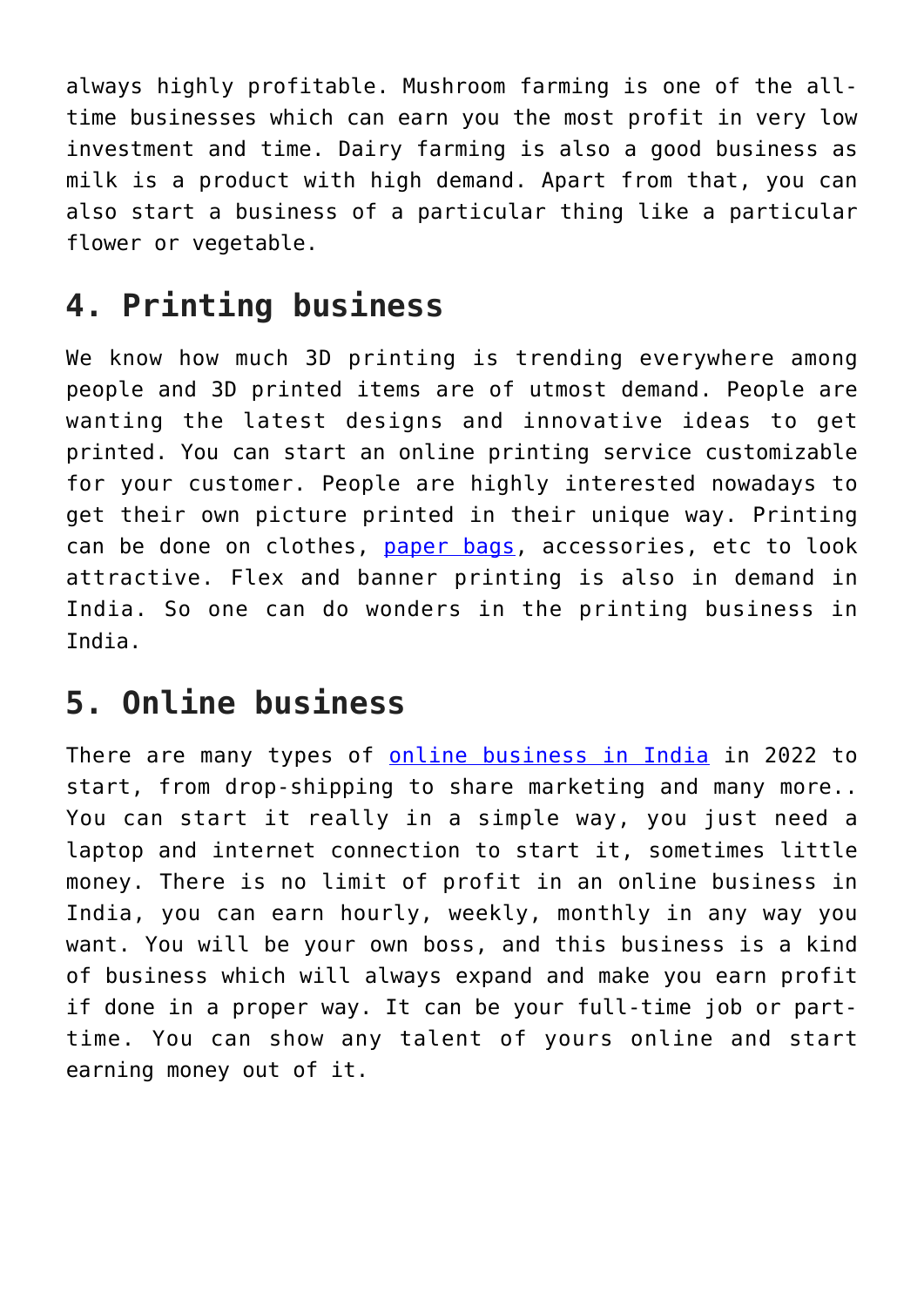always highly profitable. Mushroom farming is one of the all-time businesses which can earn you the most profit in very low investment and time. Dairy farming is also a good business as milk is a product with high demand. Apart from that, you can also start a business of a particular thing like a particular flower or vegetable.

## 4. Printing business

We know how much 3D printing is trending everywhere among people and 3D printed items are of utmost demand. People are wanting the latest designs and innovative ideas to get printed. You can start an online printing service customizable for your customer. People are highly interested nowadays to get their own picture printed in their unique way. Printing can be done on clothes, paper bags, accessories, etc to look attractive. Flex and banner printing is also in demand in India. So one can do wonders in the printing business in India.

## 5. Online business

There are many types of online business in India in 2022 to start, from drop-shipping to share marketing and many more.. You can start it really in a simple way, you just need a laptop and internet connection to start it, sometimes little money. There is no limit of profit in an online business in India, you can earn hourly, weekly, monthly in any way you want. You will be your own boss, and this business is a kind of business which will always expand and make you earn profit if done in a proper way. It can be your full-time job or part-time. You can show any talent of yours online and start earning money out of it.